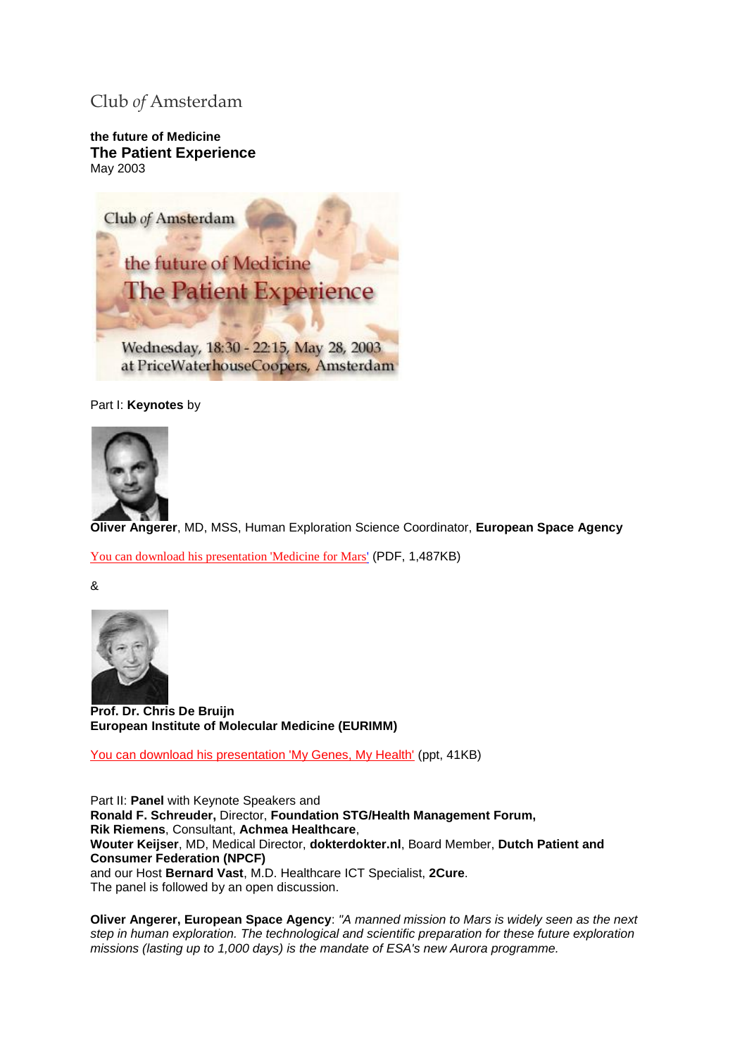Club *of* Amsterdam

**the future of Medicine**
## The Patient Experience
May 2003

Part I: **Keynotes** by

**Oliver Angerer**, MD, MSS, Human Exploration Science Coordinator, **European Space Agency**

You can download his presentation 'Medicine for Mars' (PDF, 1,487KB)

&

**Prof. Dr. Chris De Bruijn**
**European Institute of Molecular Medicine (EURIMM)**

You can download his presentation 'My Genes, My Health' (ppt, 41KB)

Part II: **Panel** with Keynote Speakers and
**Ronald F. Schreuder,** Director, **Foundation STG/Health Management Forum,**
**Rik Riemens**, Consultant, **Achmea Healthcare**,
**Wouter Keijser**, MD, Medical Director, **dokterdokter.nl**, Board Member, **Dutch Patient and Consumer Federation (NPCF)**
and our Host **Bernard Vast**, M.D. Healthcare ICT Specialist, **2Cure**.
The panel is followed by an open discussion.

**Oliver Angerer, European Space Agency**: *"A manned mission to Mars is widely seen as the next step in human exploration. The technological and scientific preparation for these future exploration missions (lasting up to 1,000 days) is the mandate of ESA's new Aurora programme.*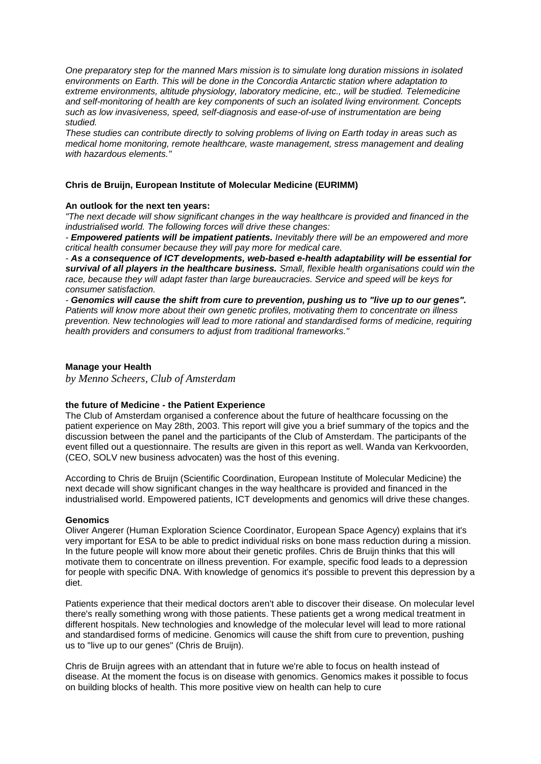*One preparatory step for the manned Mars mission is to simulate long duration missions in isolated environments on Earth. This will be done in the Concordia Antarctic station where adaptation to extreme environments, altitude physiology, laboratory medicine, etc., will be studied. Telemedicine and self-monitoring of health are key components of such an isolated living environment. Concepts such as low invasiveness, speed, self-diagnosis and ease-of-use of instrumentation are being studied.*
*These studies can contribute directly to solving problems of living on Earth today in areas such as medical home monitoring, remote healthcare, waste management, stress management and dealing with hazardous elements."*

**Chris de Bruijn, European Institute of Molecular Medicine (EURIMM)**

**An outlook for the next ten years:**
*"The next decade will show significant changes in the way healthcare is provided and financed in the industrialised world. The following forces will drive these changes:*
- ***Empowered patients will be impatient patients.*** *Inevitably there will be an empowered and more critical health consumer because they will pay more for medical care.*
- ***As a consequence of ICT developments, web-based e-health adaptability will be essential for survival of all players in the healthcare business.*** *Small, flexible health organisations could win the race, because they will adapt faster than large bureaucracies. Service and speed will be keys for consumer satisfaction.*
- ***Genomics will cause the shift from cure to prevention, pushing us to "live up to our genes".*** *Patients will know more about their own genetic profiles, motivating them to concentrate on illness prevention. New technologies will lead to more rational and standardised forms of medicine, requiring health providers and consumers to adjust from traditional frameworks."*

**Manage your Health**
*by Menno Scheers, Club of Amsterdam*

**the future of Medicine - the Patient Experience**
The Club of Amsterdam organised a conference about the future of healthcare focussing on the patient experience on May 28th, 2003. This report will give you a brief summary of the topics and the discussion between the panel and the participants of the Club of Amsterdam. The participants of the event filled out a questionnaire. The results are given in this report as well. Wanda van Kerkvoorden, (CEO, SOLV new business advocaten) was the host of this evening.

According to Chris de Bruijn (Scientific Coordination, European Institute of Molecular Medicine) the next decade will show significant changes in the way healthcare is provided and financed in the industrialised world. Empowered patients, ICT developments and genomics will drive these changes.

**Genomics**
Oliver Angerer (Human Exploration Science Coordinator, European Space Agency) explains that it's very important for ESA to be able to predict individual risks on bone mass reduction during a mission. In the future people will know more about their genetic profiles. Chris de Bruijn thinks that this will motivate them to concentrate on illness prevention. For example, specific food leads to a depression for people with specific DNA. With knowledge of genomics it's possible to prevent this depression by a diet.

Patients experience that their medical doctors aren't able to discover their disease. On molecular level there's really something wrong with those patients. These patients get a wrong medical treatment in different hospitals. New technologies and knowledge of the molecular level will lead to more rational and standardised forms of medicine. Genomics will cause the shift from cure to prevention, pushing us to "live up to our genes" (Chris de Bruijn).

Chris de Bruijn agrees with an attendant that in future we're able to focus on health instead of disease. At the moment the focus is on disease with genomics. Genomics makes it possible to focus on building blocks of health. This more positive view on health can help to cure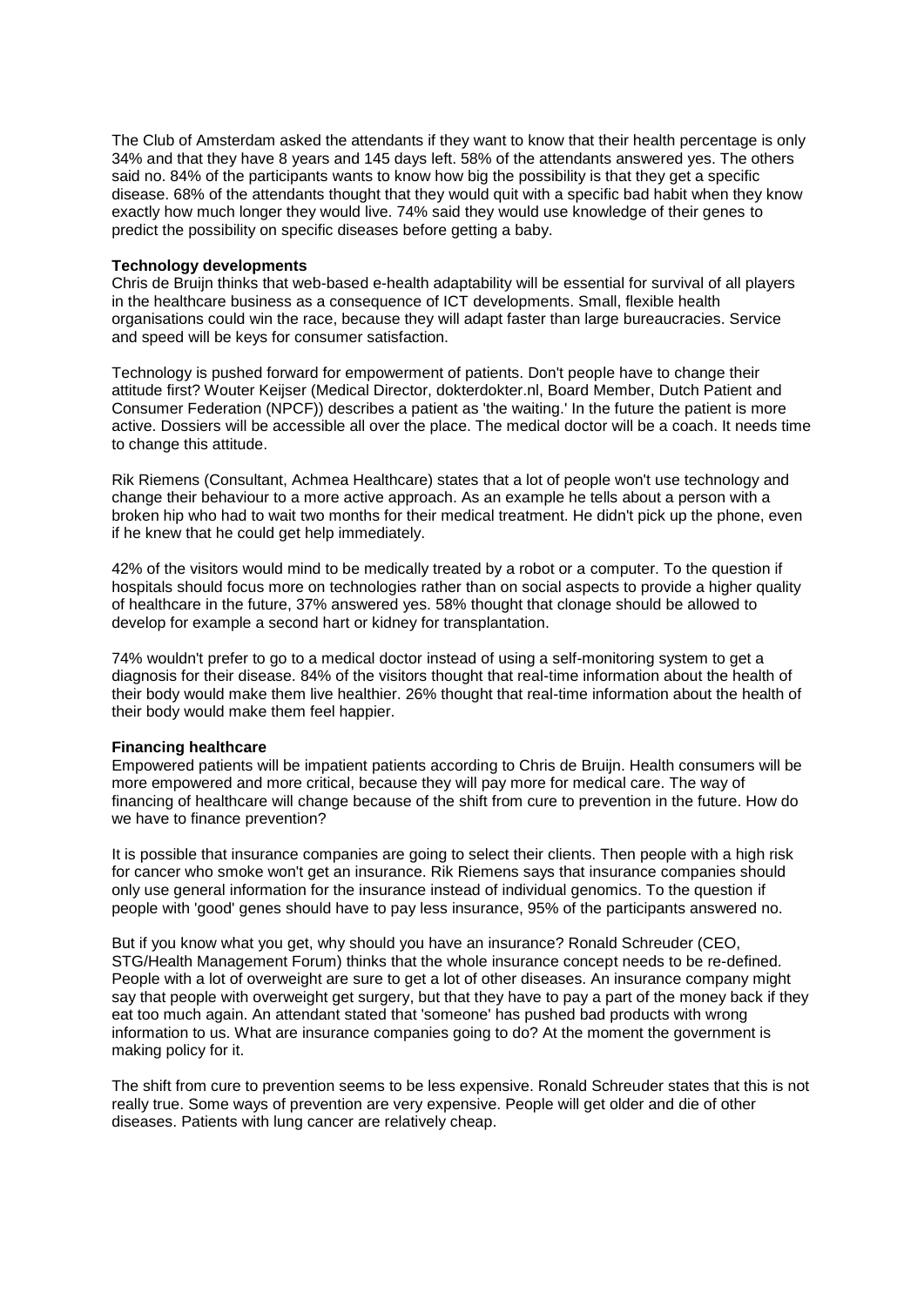The Club of Amsterdam asked the attendants if they want to know that their health percentage is only 34% and that they have 8 years and 145 days left. 58% of the attendants answered yes. The others said no. 84% of the participants wants to know how big the possibility is that they get a specific disease. 68% of the attendants thought that they would quit with a specific bad habit when they know exactly how much longer they would live. 74% said they would use knowledge of their genes to predict the possibility on specific diseases before getting a baby.

**Technology developments**

Chris de Bruijn thinks that web-based e-health adaptability will be essential for survival of all players in the healthcare business as a consequence of ICT developments. Small, flexible health organisations could win the race, because they will adapt faster than large bureaucracies. Service and speed will be keys for consumer satisfaction.

Technology is pushed forward for empowerment of patients. Don't people have to change their attitude first? Wouter Keijser (Medical Director, dokterdokter.nl, Board Member, Dutch Patient and Consumer Federation (NPCF)) describes a patient as 'the waiting.' In the future the patient is more active. Dossiers will be accessible all over the place. The medical doctor will be a coach. It needs time to change this attitude.

Rik Riemens (Consultant, Achmea Healthcare) states that a lot of people won't use technology and change their behaviour to a more active approach. As an example he tells about a person with a broken hip who had to wait two months for their medical treatment. He didn't pick up the phone, even if he knew that he could get help immediately.

42% of the visitors would mind to be medically treated by a robot or a computer. To the question if hospitals should focus more on technologies rather than on social aspects to provide a higher quality of healthcare in the future, 37% answered yes. 58% thought that clonage should be allowed to develop for example a second hart or kidney for transplantation.

74% wouldn't prefer to go to a medical doctor instead of using a self-monitoring system to get a diagnosis for their disease. 84% of the visitors thought that real-time information about the health of their body would make them live healthier. 26% thought that real-time information about the health of their body would make them feel happier.

**Financing healthcare**

Empowered patients will be impatient patients according to Chris de Bruijn. Health consumers will be more empowered and more critical, because they will pay more for medical care. The way of financing of healthcare will change because of the shift from cure to prevention in the future. How do we have to finance prevention?

It is possible that insurance companies are going to select their clients. Then people with a high risk for cancer who smoke won't get an insurance. Rik Riemens says that insurance companies should only use general information for the insurance instead of individual genomics. To the question if people with 'good' genes should have to pay less insurance, 95% of the participants answered no.

But if you know what you get, why should you have an insurance? Ronald Schreuder (CEO, STG/Health Management Forum) thinks that the whole insurance concept needs to be re-defined. People with a lot of overweight are sure to get a lot of other diseases. An insurance company might say that people with overweight get surgery, but that they have to pay a part of the money back if they eat too much again. An attendant stated that 'someone' has pushed bad products with wrong information to us. What are insurance companies going to do? At the moment the government is making policy for it.

The shift from cure to prevention seems to be less expensive. Ronald Schreuder states that this is not really true. Some ways of prevention are very expensive. People will get older and die of other diseases. Patients with lung cancer are relatively cheap.